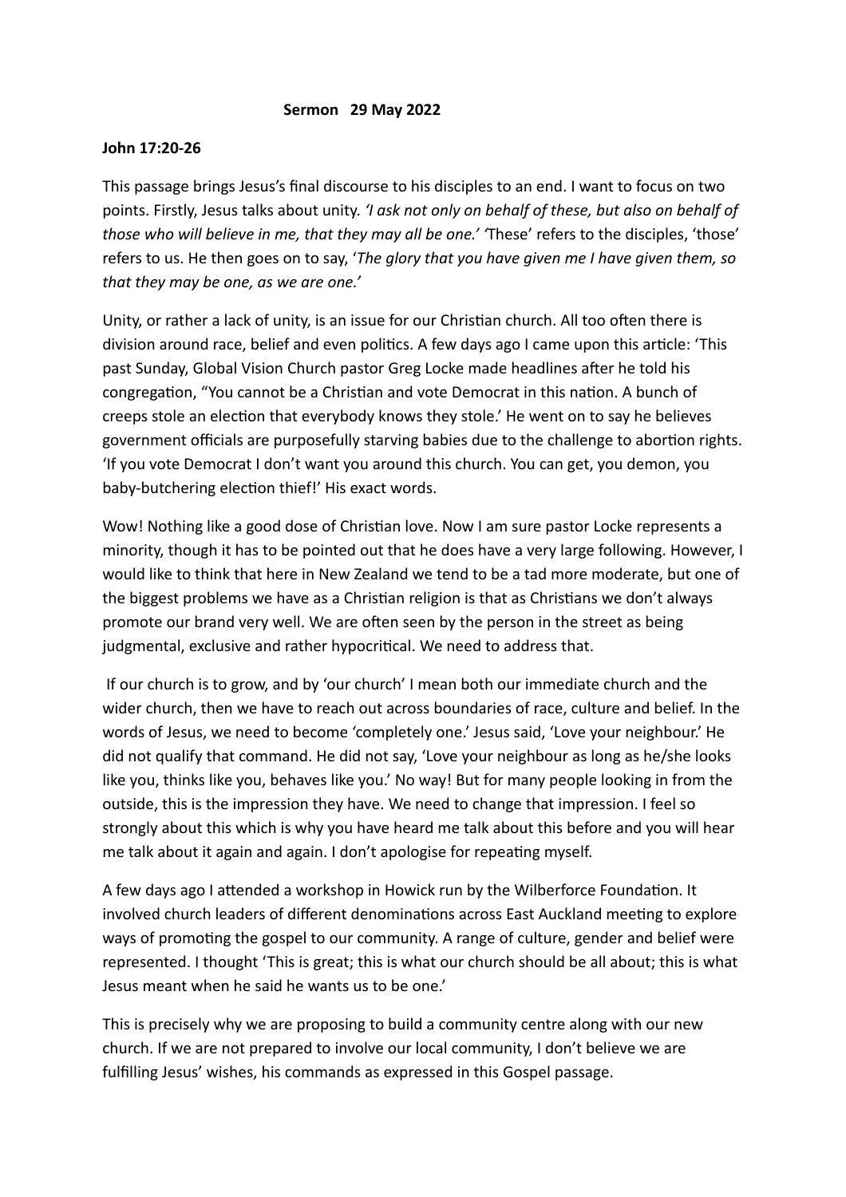**Sermon 29 May 2022**

**John 17:20-26**

This passage brings Jesus's final discourse to his disciples to an end. I want to focus on two points. Firstly, Jesus talks about unity. *'I ask not only on behalf of these, but also on behalf of those who will believe in me, that they may all be one.'* 'These' refers to the disciples, 'those' refers to us. He then goes on to say, '*The glory that you have given me I have given them, so that they may be one, as we are one.'*

Unity, or rather a lack of unity, is an issue for our Christian church. All too often there is division around race, belief and even politics. A few days ago I came upon this article: 'This past Sunday, Global Vision Church pastor Greg Locke made headlines after he told his congregation, "You cannot be a Christian and vote Democrat in this nation. A bunch of creeps stole an election that everybody knows they stole.' He went on to say he believes government officials are purposefully starving babies due to the challenge to abortion rights. 'If you vote Democrat I don't want you around this church. You can get, you demon, you baby-butchering election thief!' His exact words.

Wow! Nothing like a good dose of Christian love. Now I am sure pastor Locke represents a minority, though it has to be pointed out that he does have a very large following. However, I would like to think that here in New Zealand we tend to be a tad more moderate, but one of the biggest problems we have as a Christian religion is that as Christians we don't always promote our brand very well. We are often seen by the person in the street as being judgmental, exclusive and rather hypocritical. We need to address that.

If our church is to grow, and by 'our church' I mean both our immediate church and the wider church, then we have to reach out across boundaries of race, culture and belief. In the words of Jesus, we need to become 'completely one.' Jesus said, 'Love your neighbour.' He did not qualify that command. He did not say, 'Love your neighbour as long as he/she looks like you, thinks like you, behaves like you.' No way! But for many people looking in from the outside, this is the impression they have. We need to change that impression. I feel so strongly about this which is why you have heard me talk about this before and you will hear me talk about it again and again. I don't apologise for repeating myself.

A few days ago I attended a workshop in Howick run by the Wilberforce Foundation. It involved church leaders of different denominations across East Auckland meeting to explore ways of promoting the gospel to our community. A range of culture, gender and belief were represented. I thought 'This is great; this is what our church should be all about; this is what Jesus meant when he said he wants us to be one.'

This is precisely why we are proposing to build a community centre along with our new church. If we are not prepared to involve our local community, I don't believe we are fulfilling Jesus' wishes, his commands as expressed in this Gospel passage.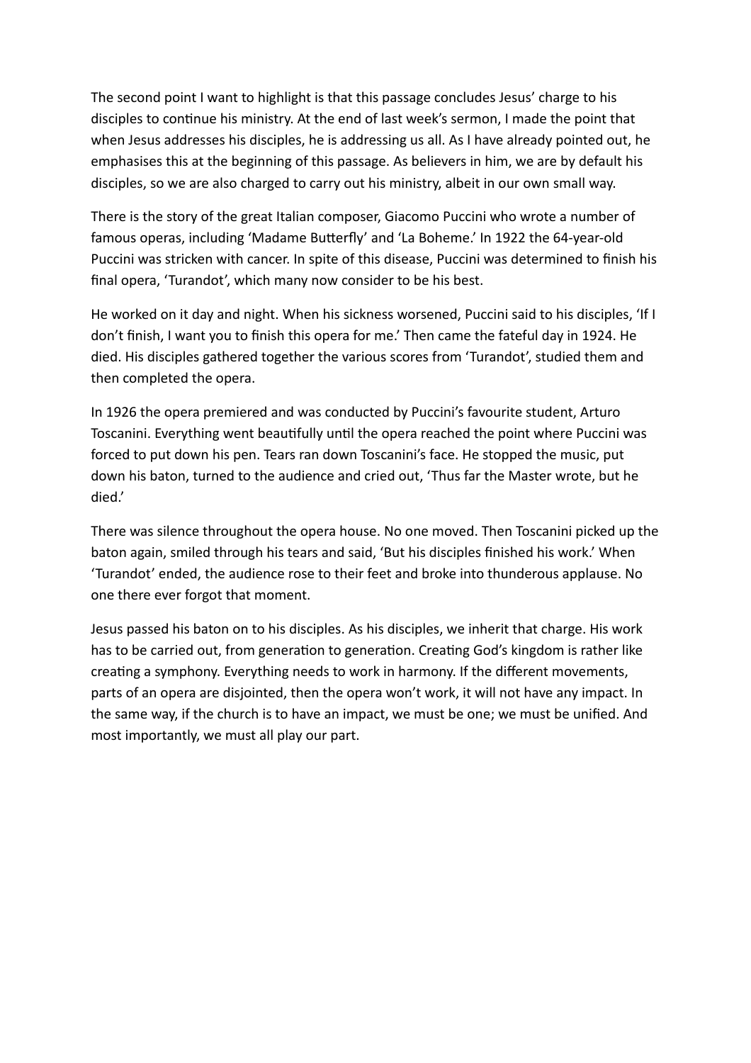The second point I want to highlight is that this passage concludes Jesus' charge to his disciples to continue his ministry. At the end of last week's sermon, I made the point that when Jesus addresses his disciples, he is addressing us all. As I have already pointed out, he emphasises this at the beginning of this passage. As believers in him, we are by default his disciples, so we are also charged to carry out his ministry, albeit in our own small way.

There is the story of the great Italian composer, Giacomo Puccini who wrote a number of famous operas, including 'Madame Butterfly' and 'La Boheme.' In 1922 the 64-year-old Puccini was stricken with cancer. In spite of this disease, Puccini was determined to finish his final opera, 'Turandot', which many now consider to be his best.

He worked on it day and night. When his sickness worsened, Puccini said to his disciples, 'If I don't finish, I want you to finish this opera for me.' Then came the fateful day in 1924. He died. His disciples gathered together the various scores from 'Turandot', studied them and then completed the opera.

In 1926 the opera premiered and was conducted by Puccini's favourite student, Arturo Toscanini. Everything went beautifully until the opera reached the point where Puccini was forced to put down his pen. Tears ran down Toscanini's face. He stopped the music, put down his baton, turned to the audience and cried out, 'Thus far the Master wrote, but he died.'

There was silence throughout the opera house. No one moved. Then Toscanini picked up the baton again, smiled through his tears and said, 'But his disciples finished his work.' When 'Turandot' ended, the audience rose to their feet and broke into thunderous applause. No one there ever forgot that moment.

Jesus passed his baton on to his disciples. As his disciples, we inherit that charge. His work has to be carried out, from generation to generation. Creating God's kingdom is rather like creating a symphony. Everything needs to work in harmony. If the different movements, parts of an opera are disjointed, then the opera won't work, it will not have any impact. In the same way, if the church is to have an impact, we must be one; we must be unified. And most importantly, we must all play our part.